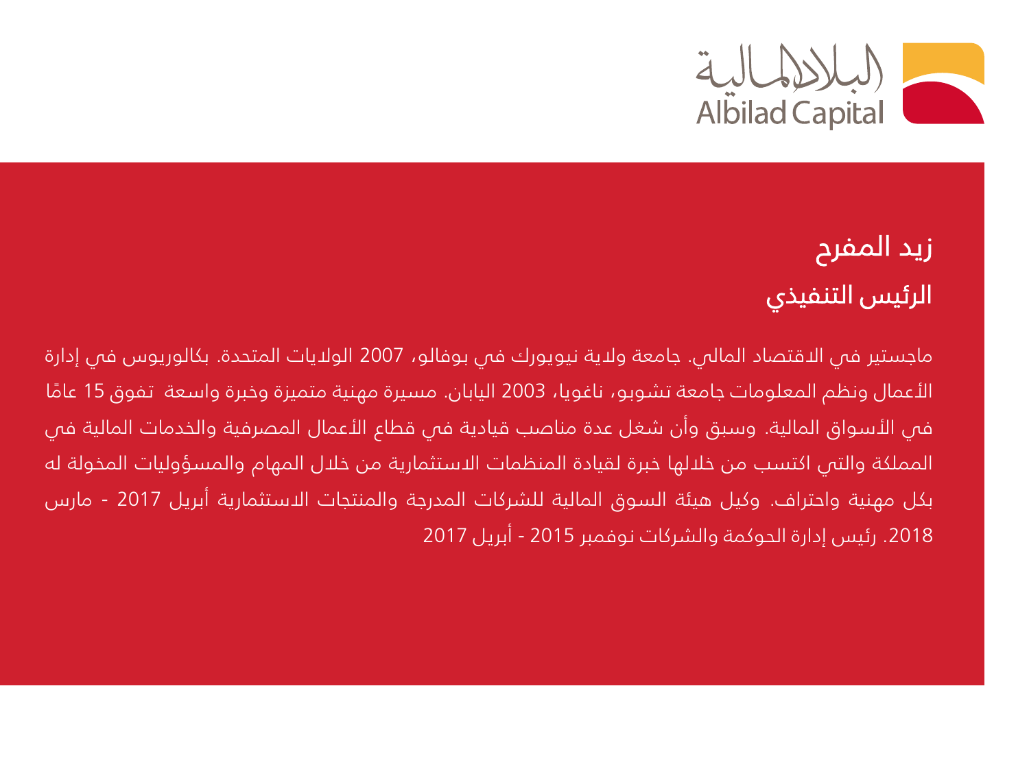## زيد المفرح

### الرئيس التنفيذي

ماجستير في الاقتصاد المالي. جامعة ولاية نيويورك في بوفالو، 2007 الولايات المتحدة. بكالوريوس في إدارة الأعمال ونظم المعلومات جامعة تشوبو، ناغويا، 2003 اليابان. مسيرة مهنية متميزة وخبرة واسعة تفوق 15 عامًا في الأسواق المالية. وسبق وأن شغل عدة مناصب قيادية في قطاع الأعمال المصرفية والخدمات المالية في المملكة والتي اكتسب من خلالها خبرة لقيادة المنظمات الاستثمارية من خلال المهام والمسؤوليات المخولة له بكل مهنية واحتراف. وكيل هيئة السوق المالية للشركات المدرجة والمنتجات الاستثمارية أبريل 2017 - مارس 2018. رئيس إدارة الحوكمة والشركات نوفمبر 2015 - أبريل 2017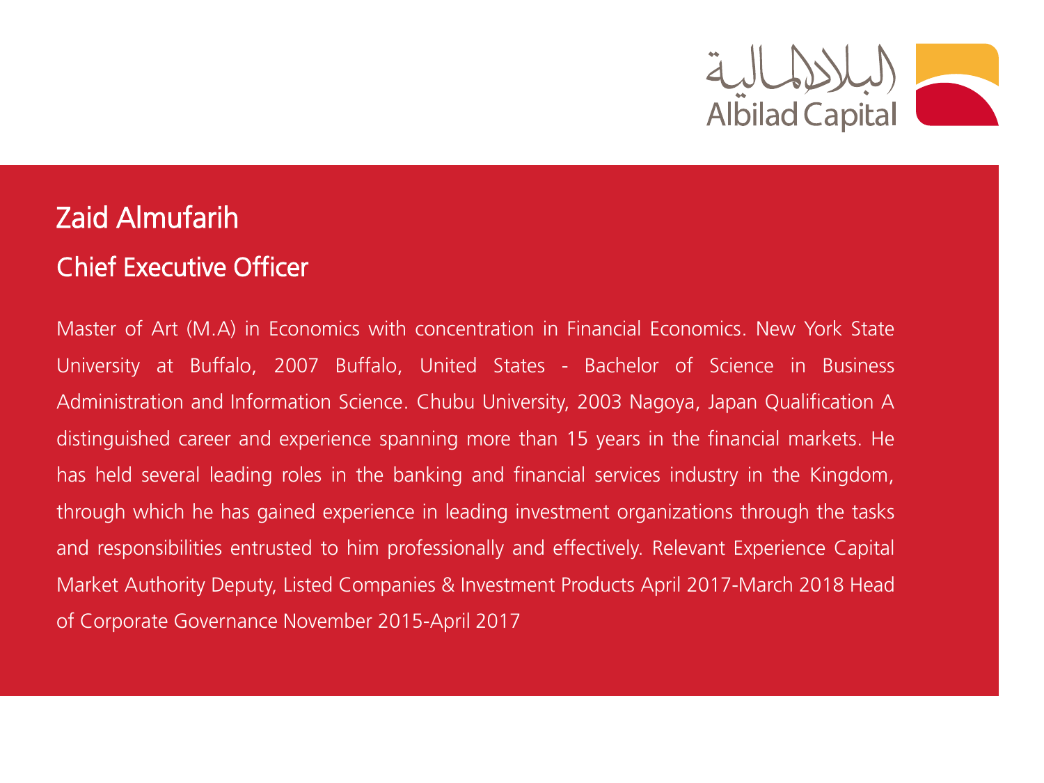# Zaid Almufarih

## Chief Executive Officer

Master of Art (M.A) in Economics with concentration in Financial Economics. New York State University at Buffalo, 2007 Buffalo, United States - Bachelor of Science in Business Administration and Information Science. Chubu University, 2003 Nagoya, Japan Qualification A distinguished career and experience spanning more than 15 years in the financial markets. He has held several leading roles in the banking and financial services industry in the Kingdom, through which he has gained experience in leading investment organizations through the tasks and responsibilities entrusted to him professionally and effectively. Relevant Experience Capital Market Authority Deputy, Listed Companies & Investment Products April 2017-March 2018 Head of Corporate Governance November 2015-April 2017